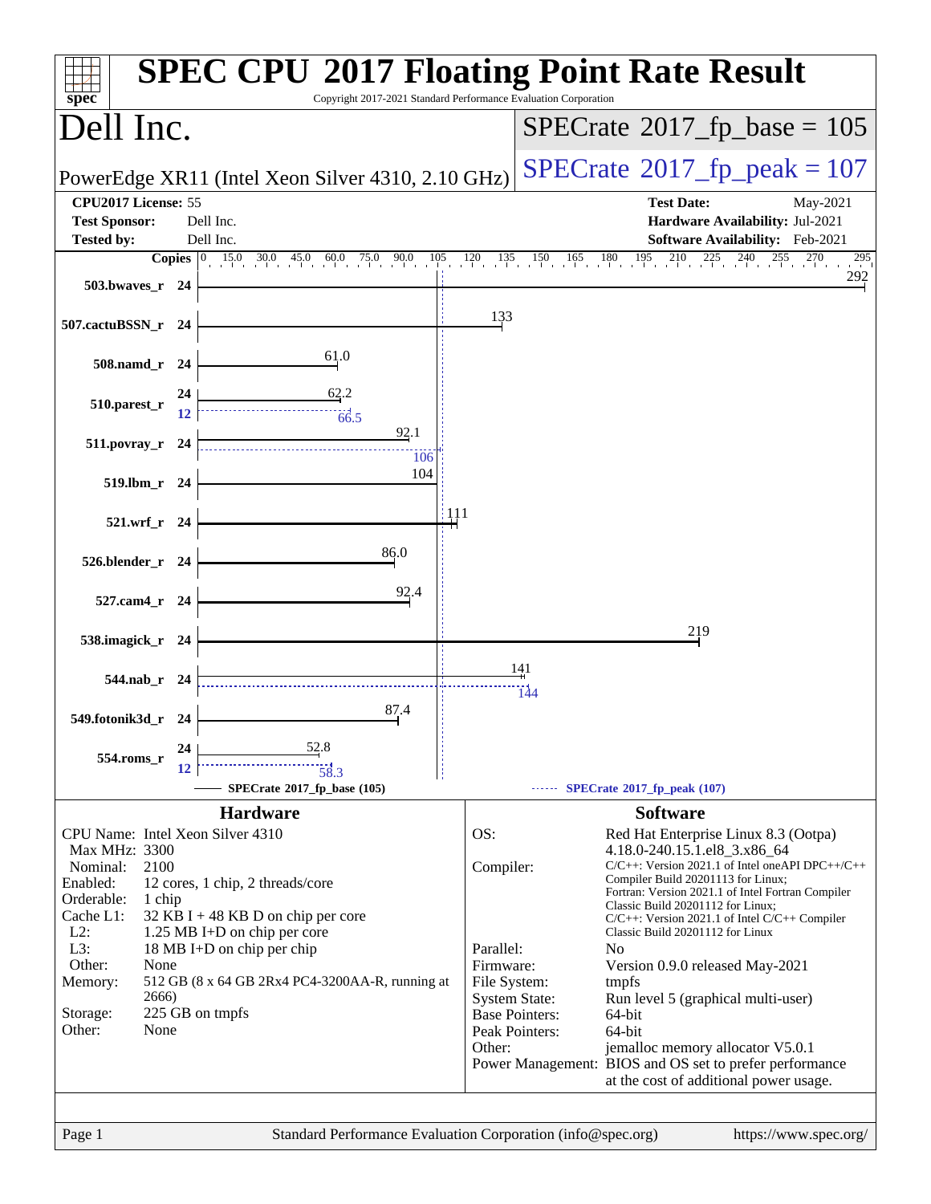# SPEC CPU 2017 Floating Point Rate Result

Copyright 2017-2021 Standard Performance Evaluation Corporation

## Dell Inc.

PowerEdge XR11 (Intel Xeon Silver 4310, 2.10 GHz)

SPECrate 2017_fp_base = 105

SPECrate 2017_fp_peak = 107

| | | | |
|---|---|---|---|
| **CPU2017 License:** | 55 | **Test Date:** | May-2021 |
| **Test Sponsor:** | Dell Inc. | **Hardware Availability:** | Jul-2021 |
| **Tested by:** | Dell Inc. | **Software Availability:** | Feb-2021 |

| Benchmark | Copies | Base | Peak (Copies) | Peak |
|---|---|---|---|---|
| 503.bwaves_r | 24 | 292 | | |
| 507.cactuBSSN_r | 24 | 133 | | |
| 508.namd_r | 24 | 61.0 | | |
| 510.parest_r | 24 | 62.2 | 12 | 66.5 |
| 511.povray_r | 24 | 92.1 | 24 | 106 |
| 519.lbm_r | 24 | 104 | | |
| 521.wrf_r | 24 | 111 | | |
| 526.blender_r | 24 | 86.0 | | |
| 527.cam4_r | 24 | 92.4 | | |
| 538.imagick_r | 24 | 219 | | |
| 544.nab_r | 24 | 141 | 24 | 144 |
| 549.fotonik3d_r | 24 | 87.4 | | |
| 554.roms_r | 24 | 52.8 | 12 | 58.3 |

SPECrate 2017_fp_base (105) ------ SPECrate 2017_fp_peak (107)

## Hardware

| | |
|---|---|
| CPU Name: | Intel Xeon Silver 4310 |
| Max MHz: | 3300 |
| Nominal: | 2100 |
| Enabled: | 12 cores, 1 chip, 2 threads/core |
| Orderable: | 1 chip |
| Cache L1: | 32 KB I + 48 KB D on chip per core |
| L2: | 1.25 MB I+D on chip per core |
| L3: | 18 MB I+D on chip per chip |
| Other: | None |
| Memory: | 512 GB (8 x 64 GB 2Rx4 PC4-3200AA-R, running at 2666) |
| Storage: | 225 GB on tmpfs |
| Other: | None |

## Software

| | |
|---|---|
| OS: | Red Hat Enterprise Linux 8.3 (Ootpa) 4.18.0-240.15.1.el8_3.x86_64 |
| Compiler: | C/C++: Version 2021.1 of Intel oneAPI DPC++/C++ Compiler Build 20201113 for Linux; Fortran: Version 2021.1 of Intel Fortran Compiler Classic Build 20201112 for Linux; C/C++: Version 2021.1 of Intel C/C++ Compiler Classic Build 20201112 for Linux |
| Parallel: | No |
| Firmware: | Version 0.9.0 released May-2021 |
| File System: | tmpfs |
| System State: | Run level 5 (graphical multi-user) |
| Base Pointers: | 64-bit |
| Peak Pointers: | 64-bit |
| Other: | jemalloc memory allocator V5.0.1 |
| Power Management: | BIOS and OS set to prefer performance at the cost of additional power usage. |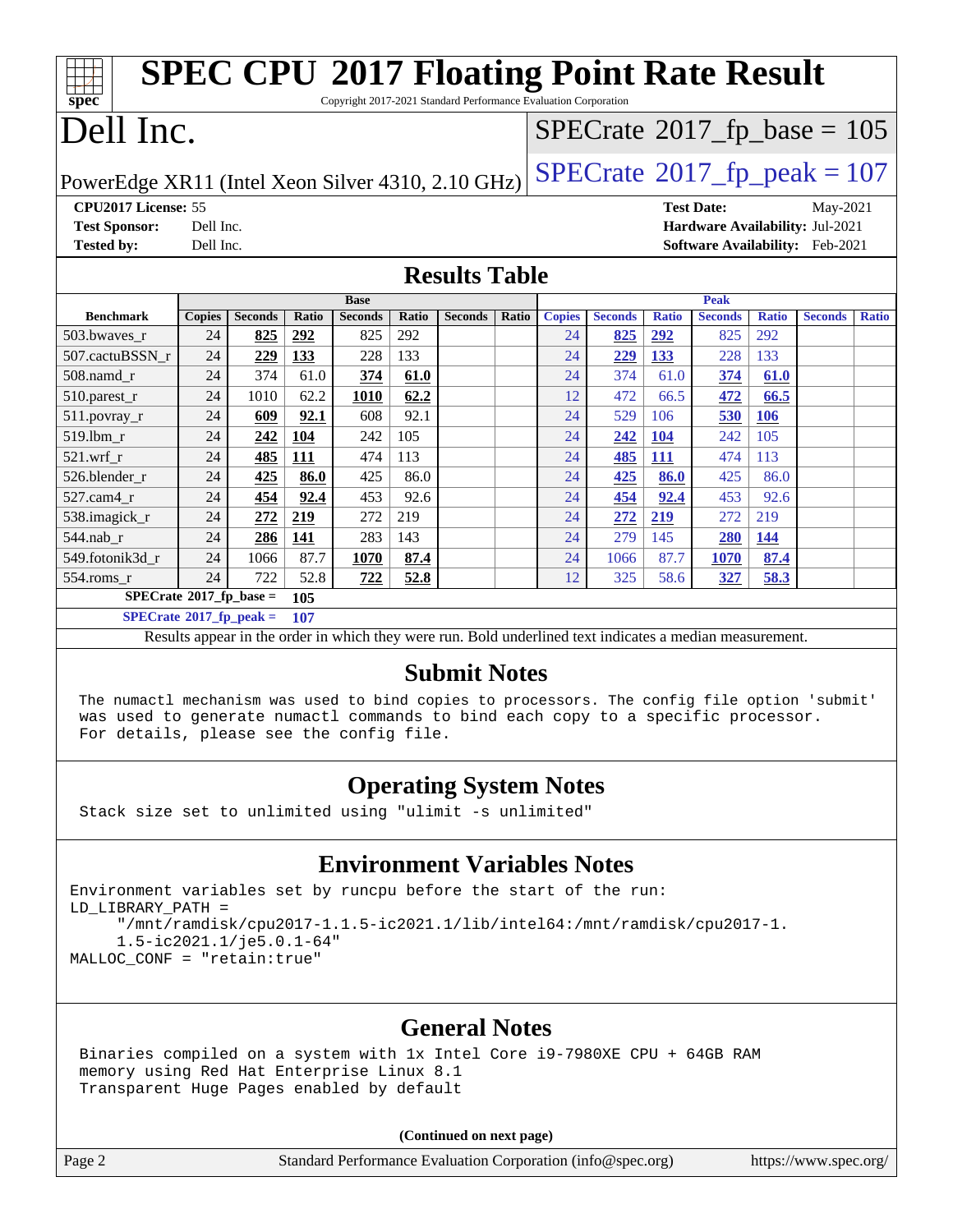# SPEC CPU 2017 Floating Point Rate Result

Copyright 2017-2021 Standard Performance Evaluation Corporation

# Dell Inc.

PowerEdge XR11 (Intel Xeon Silver 4310, 2.10 GHz)

SPECrate 2017_fp_base = 105

SPECrate 2017_fp_peak = 107

**CPU2017 License:** 55
**Test Sponsor:** Dell Inc.
**Tested by:** Dell Inc.

**Test Date:** May-2021
**Hardware Availability:** Jul-2021
**Software Availability:** Feb-2021

## Results Table

| Benchmark | Base | | | | | | | Peak | | | | | | |
|---|---|---|---|---|---|---|---|---|---|---|---|---|---|---|
| | Copies | Seconds | Ratio | Seconds | Ratio | Seconds | Ratio | Copies | Seconds | Ratio | Seconds | Ratio | Seconds | Ratio |
| 503.bwaves_r | 24 | **825** | **292** | 825 | 292 | | | 24 | **825** | **292** | 825 | 292 | | |
| 507.cactuBSSN_r | 24 | **229** | **133** | 228 | 133 | | | 24 | **229** | **133** | 228 | 133 | | |
| 508.namd_r | 24 | 374 | 61.0 | **374** | **61.0** | | | 24 | 374 | 61.0 | **374** | **61.0** | | |
| 510.parest_r | 24 | 1010 | 62.2 | **1010** | **62.2** | | | 12 | 472 | 66.5 | **472** | **66.5** | | |
| 511.povray_r | 24 | **609** | **92.1** | 608 | 92.1 | | | 24 | 529 | 106 | **530** | **106** | | |
| 519.lbm_r | 24 | **242** | **104** | 242 | 105 | | | 24 | **242** | **104** | 242 | 105 | | |
| 521.wrf_r | 24 | **485** | **111** | 474 | 113 | | | 24 | **485** | **111** | 474 | 113 | | |
| 526.blender_r | 24 | **425** | **86.0** | 425 | 86.0 | | | 24 | **425** | **86.0** | 425 | 86.0 | | |
| 527.cam4_r | 24 | **454** | **92.4** | 453 | 92.6 | | | 24 | **454** | **92.4** | 453 | 92.6 | | |
| 538.imagick_r | 24 | **272** | **219** | 272 | 219 | | | 24 | **272** | **219** | 272 | 219 | | |
| 544.nab_r | 24 | **286** | **141** | 283 | 143 | | | 24 | 279 | 145 | **280** | **144** | | |
| 549.fotonik3d_r | 24 | 1066 | 87.7 | **1070** | **87.4** | | | 24 | 1066 | 87.7 | **1070** | **87.4** | | |
| 554.roms_r | 24 | 722 | 52.8 | **722** | **52.8** | | | 12 | 325 | 58.6 | **327** | **58.3** | | |

**SPECrate 2017_fp_base = 105**

**SPECrate 2017_fp_peak = 107**

Results appear in the order in which they were run. Bold underlined text indicates a median measurement.

## Submit Notes

```
The numactl mechanism was used to bind copies to processors. The config file option 'submit'
was used to generate numactl commands to bind each copy to a specific processor.
For details, please see the config file.
```

## Operating System Notes

```
Stack size set to unlimited using "ulimit -s unlimited"
```

## Environment Variables Notes

```
Environment variables set by runcpu before the start of the run:
LD_LIBRARY_PATH =
     "/mnt/ramdisk/cpu2017-1.1.5-ic2021.1/lib/intel64:/mnt/ramdisk/cpu2017-1.
     1.5-ic2021.1/je5.0.1-64"
MALLOC_CONF = "retain:true"
```

## General Notes

```
Binaries compiled on a system with 1x Intel Core i9-7980XE CPU + 64GB RAM
memory using Red Hat Enterprise Linux 8.1
Transparent Huge Pages enabled by default
```

**(Continued on next page)**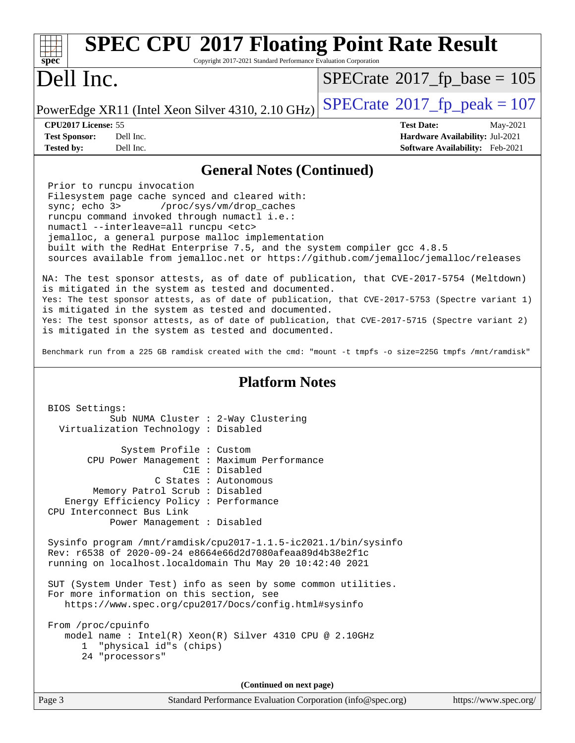## General Notes (Continued)

```
Prior to runcpu invocation
Filesystem page cache synced and cleared with:
sync; echo 3>       /proc/sys/vm/drop_caches
runcpu command invoked through numactl i.e.:
numactl --interleave=all runcpu <etc>
jemalloc, a general purpose malloc implementation
built with the RedHat Enterprise 7.5, and the system compiler gcc 4.8.5
sources available from jemalloc.net or https://github.com/jemalloc/jemalloc/releases
```

NA: The test sponsor attests, as of date of publication, that CVE-2017-5754 (Meltdown) is mitigated in the system as tested and documented.
Yes: The test sponsor attests, as of date of publication, that CVE-2017-5753 (Spectre variant 1) is mitigated in the system as tested and documented.
Yes: The test sponsor attests, as of date of publication, that CVE-2017-5715 (Spectre variant 2) is mitigated in the system as tested and documented.

Benchmark run from a 225 GB ramdisk created with the cmd: "mount -t tmpfs -o size=225G tmpfs /mnt/ramdisk"

## Platform Notes

```
BIOS Settings:
          Sub NUMA Cluster : 2-Way Clustering
  Virtualization Technology : Disabled

            System Profile : Custom
      CPU Power Management : Maximum Performance
                       C1E : Disabled
                  C States : Autonomous
       Memory Patrol Scrub : Disabled
   Energy Efficiency Policy : Performance
CPU Interconnect Bus Link
          Power Management : Disabled

Sysinfo program /mnt/ramdisk/cpu2017-1.1.5-ic2021.1/bin/sysinfo
Rev: r6538 of 2020-09-24 e8664e66d2d7080afeaa89d4b38e2f1c
running on localhost.localdomain Thu May 20 10:42:40 2021

SUT (System Under Test) info as seen by some common utilities.
For more information on this section, see
   https://www.spec.org/cpu2017/Docs/config.html#sysinfo

From /proc/cpuinfo
   model name : Intel(R) Xeon(R) Silver 4310 CPU @ 2.10GHz
      1  "physical id"s (chips)
      24 "processors"
```

(Continued on next page)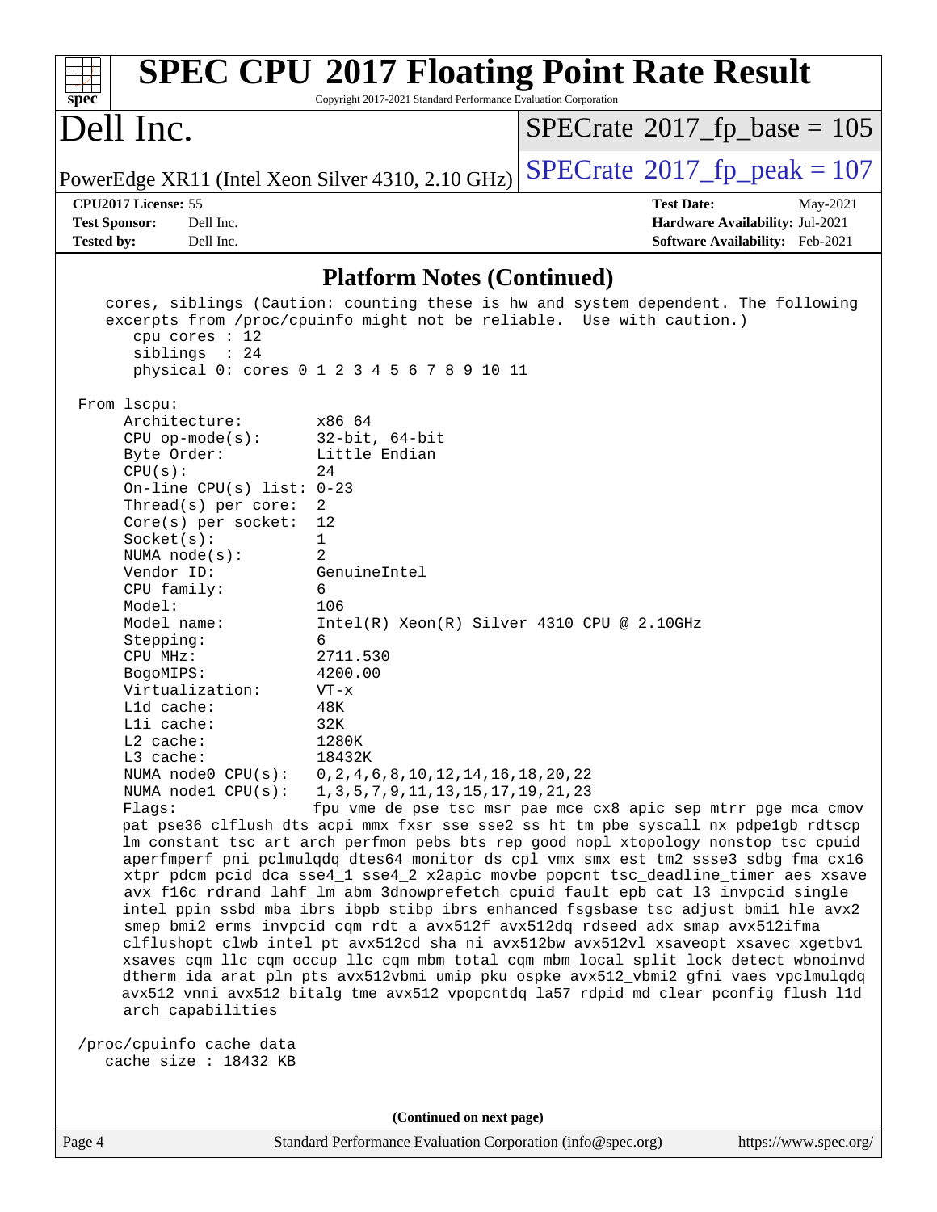## Platform Notes (Continued)

```
   cores, siblings (Caution: counting these is hw and system dependent. The following
   excerpts from /proc/cpuinfo might not be reliable.  Use with caution.)
      cpu cores : 12
      siblings  : 24
      physical 0: cores 0 1 2 3 4 5 6 7 8 9 10 11

 From lscpu:
      Architecture:          x86_64
      CPU op-mode(s):        32-bit, 64-bit
      Byte Order:            Little Endian
      CPU(s):                24
      On-line CPU(s) list:   0-23
      Thread(s) per core:    2
      Core(s) per socket:    12
      Socket(s):             1
      NUMA node(s):          2
      Vendor ID:             GenuineIntel
      CPU family:            6
      Model:                 106
      Model name:            Intel(R) Xeon(R) Silver 4310 CPU @ 2.10GHz
      Stepping:              6
      CPU MHz:               2711.530
      BogoMIPS:              4200.00
      Virtualization:        VT-x
      L1d cache:             48K
      L1i cache:             32K
      L2 cache:              1280K
      L3 cache:              18432K
      NUMA node0 CPU(s):     0,2,4,6,8,10,12,14,16,18,20,22
      NUMA node1 CPU(s):     1,3,5,7,9,11,13,15,17,19,21,23
      Flags:                 fpu vme de pse tsc msr pae mce cx8 apic sep mtrr pge mca cmov
      pat pse36 clflush dts acpi mmx fxsr sse sse2 ss ht tm pbe syscall nx pdpe1gb rdtscp
      lm constant_tsc art arch_perfmon pebs bts rep_good nopl xtopology nonstop_tsc cpuid
      aperfmperf pni pclmulqdq dtes64 monitor ds_cpl vmx smx est tm2 ssse3 sdbg fma cx16
      xtpr pdcm pcid dca sse4_1 sse4_2 x2apic movbe popcnt tsc_deadline_timer aes xsave
      avx f16c rdrand lahf_lm abm 3dnowprefetch cpuid_fault epb cat_l3 invpcid_single
      intel_ppin ssbd mba ibrs ibpb stibp ibrs_enhanced fsgsbase tsc_adjust bmi1 hle avx2
      smep bmi2 erms invpcid cqm rdt_a avx512f avx512dq rdseed adx smap avx512ifma
      clflushopt clwb intel_pt avx512cd sha_ni avx512bw avx512vl xsaveopt xsavec xgetbv1
      xsaves cqm_llc cqm_occup_llc cqm_mbm_total cqm_mbm_local split_lock_detect wbnoinvd
      dtherm ida arat pln pts avx512vbmi umip pku ospke avx512_vbmi2 gfni vaes vpclmulqdq
      avx512_vnni avx512_bitalg tme avx512_vpopcntdq la57 rdpid md_clear pconfig flush_l1d
      arch_capabilities

 /proc/cpuinfo cache data
    cache size : 18432 KB
```

(Continued on next page)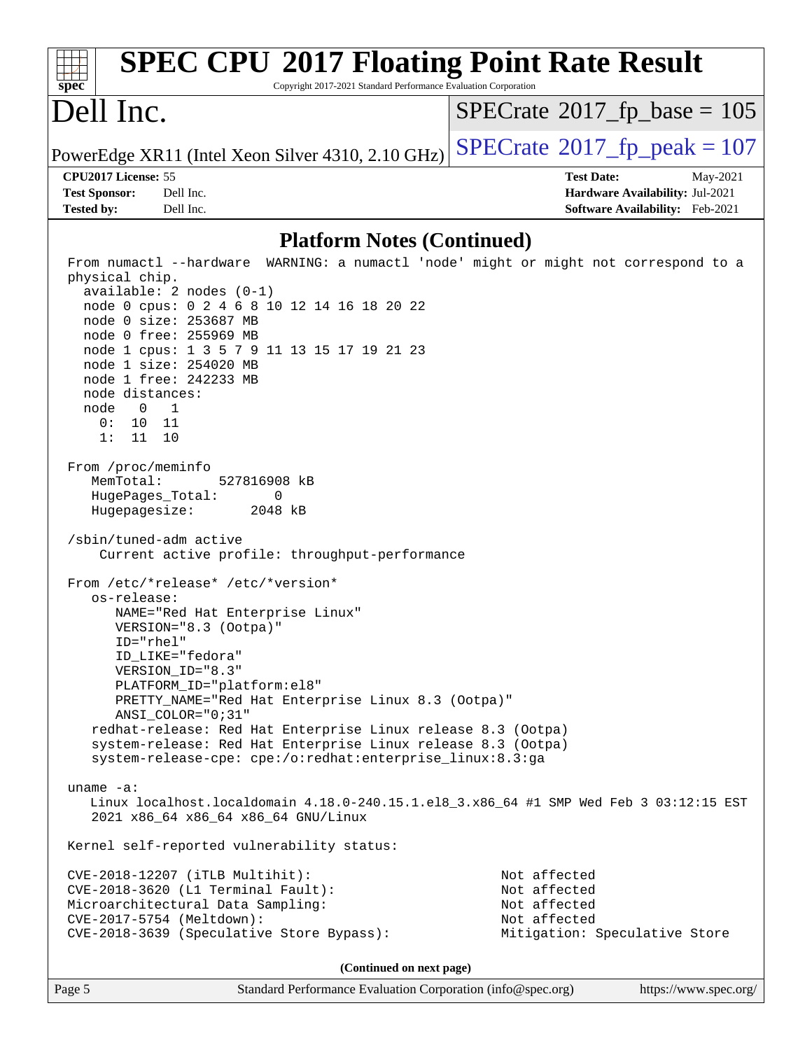## Platform Notes (Continued)

```
From numactl --hardware  WARNING: a numactl 'node' might or might not correspond to a
physical chip.
  available: 2 nodes (0-1)
  node 0 cpus: 0 2 4 6 8 10 12 14 16 18 20 22
  node 0 size: 253687 MB
  node 0 free: 255969 MB
  node 1 cpus: 1 3 5 7 9 11 13 15 17 19 21 23
  node 1 size: 254020 MB
  node 1 free: 242233 MB
  node distances:
  node   0   1
    0:  10  11
    1:  11  10

From /proc/meminfo
   MemTotal:       527816908 kB
   HugePages_Total:       0
   Hugepagesize:       2048 kB

/sbin/tuned-adm active
    Current active profile: throughput-performance

From /etc/*release* /etc/*version*
   os-release:
      NAME="Red Hat Enterprise Linux"
      VERSION="8.3 (Ootpa)"
      ID="rhel"
      ID_LIKE="fedora"
      VERSION_ID="8.3"
      PLATFORM_ID="platform:el8"
      PRETTY_NAME="Red Hat Enterprise Linux 8.3 (Ootpa)"
      ANSI_COLOR="0;31"
   redhat-release: Red Hat Enterprise Linux release 8.3 (Ootpa)
   system-release: Red Hat Enterprise Linux release 8.3 (Ootpa)
   system-release-cpe: cpe:/o:redhat:enterprise_linux:8.3:ga

uname -a:
   Linux localhost.localdomain 4.18.0-240.15.1.el8_3.x86_64 #1 SMP Wed Feb 3 03:12:15 EST
   2021 x86_64 x86_64 x86_64 GNU/Linux

Kernel self-reported vulnerability status:

CVE-2018-12207 (iTLB Multihit):                          Not affected
CVE-2018-3620 (L1 Terminal Fault):                       Not affected
Microarchitectural Data Sampling:                        Not affected
CVE-2017-5754 (Meltdown):                                Not affected
CVE-2018-3639 (Speculative Store Bypass):                Mitigation: Speculative Store
```

**(Continued on next page)**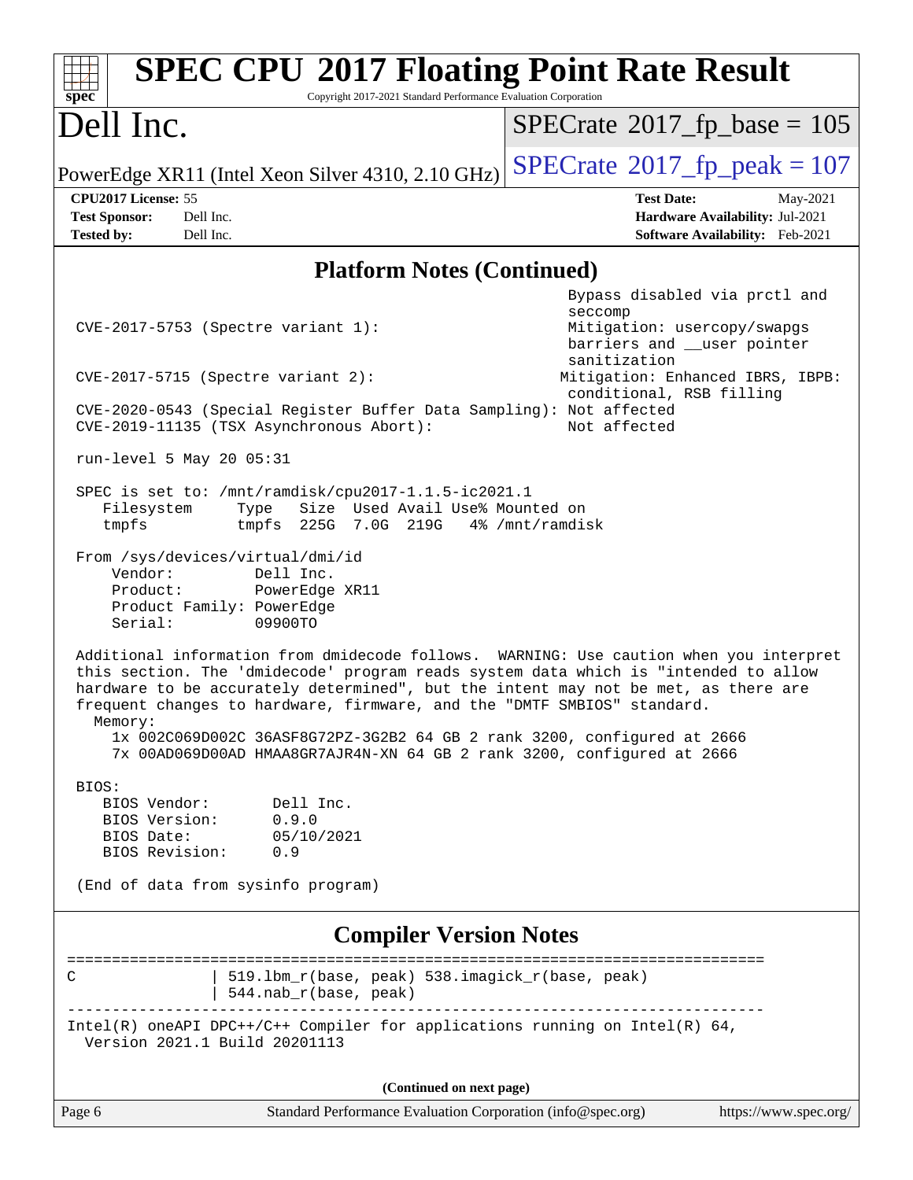# SPEC CPU 2017 Floating Point Rate Result

Copyright 2017-2021 Standard Performance Evaluation Corporation

**Dell Inc.**

PowerEdge XR11 (Intel Xeon Silver 4310, 2.10 GHz)

SPECrate 2017_fp_base = 105

SPECrate 2017_fp_peak = 107

**CPU2017 License:** 55
**Test Sponsor:** Dell Inc.
**Tested by:** Dell Inc.

**Test Date:** May-2021
**Hardware Availability:** Jul-2021
**Software Availability:** Feb-2021

## Platform Notes (Continued)

```
                                                            Bypass disabled via prctl and
                                                            seccomp
 CVE-2017-5753 (Spectre variant 1):                         Mitigation: usercopy/swapgs
                                                            barriers and __user pointer
                                                            sanitization
 CVE-2017-5715 (Spectre variant 2):                         Mitigation: Enhanced IBRS, IBPB:
                                                            conditional, RSB filling
 CVE-2020-0543 (Special Register Buffer Data Sampling): Not affected
 CVE-2019-11135 (TSX Asynchronous Abort):                   Not affected

 run-level 5 May 20 05:31

 SPEC is set to: /mnt/ramdisk/cpu2017-1.1.5-ic2021.1
    Filesystem     Type   Size  Used Avail Use% Mounted on
    tmpfs          tmpfs  225G  7.0G  219G   4% /mnt/ramdisk

 From /sys/devices/virtual/dmi/id
     Vendor:         Dell Inc.
     Product:        PowerEdge XR11
     Product Family: PowerEdge
     Serial:         09900TO

 Additional information from dmidecode follows.  WARNING: Use caution when you interpret
 this section. The 'dmidecode' program reads system data which is "intended to allow
 hardware to be accurately determined", but the intent may not be met, as there are
 frequent changes to hardware, firmware, and the "DMTF SMBIOS" standard.
   Memory:
     1x 002C069D002C 36ASF8G72PZ-3G2B2 64 GB 2 rank 3200, configured at 2666
     7x 00AD069D00AD HMAA8GR7AJR4N-XN 64 GB 2 rank 3200, configured at 2666

 BIOS:
    BIOS Vendor:       Dell Inc.
    BIOS Version:      0.9.0
    BIOS Date:         05/10/2021
    BIOS Revision:     0.9

 (End of data from sysinfo program)
```

## Compiler Version Notes

```
==============================================================================
C               | 519.lbm_r(base, peak) 538.imagick_r(base, peak)
                | 544.nab_r(base, peak)
------------------------------------------------------------------------------
Intel(R) oneAPI DPC++/C++ Compiler for applications running on Intel(R) 64,
  Version 2021.1 Build 20201113
```

(Continued on next page)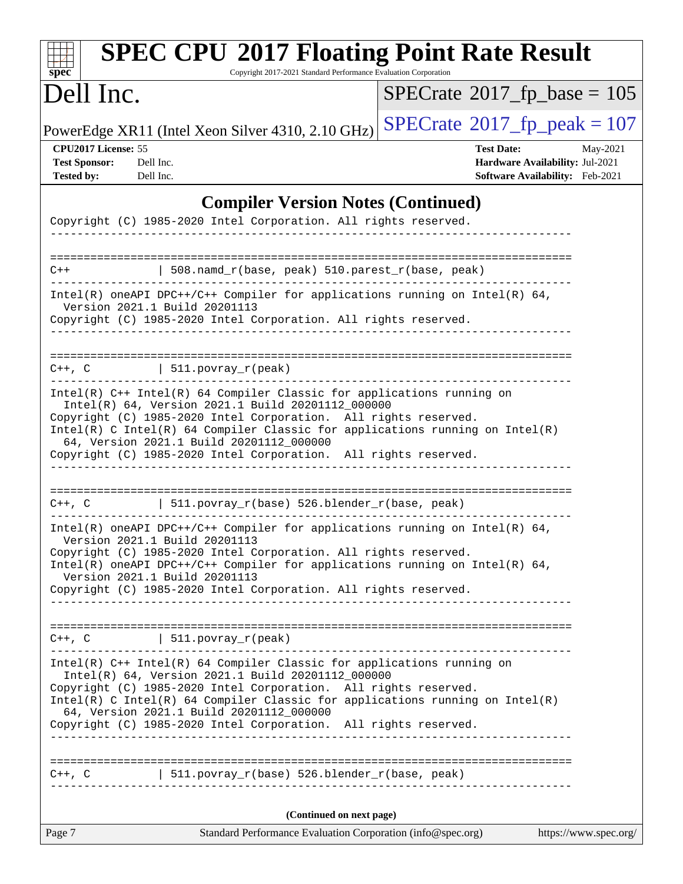## Compiler Version Notes (Continued)

```
Copyright (C) 1985-2020 Intel Corporation. All rights reserved.
------------------------------------------------------------------------------

==============================================================================
C++            | 508.namd_r(base, peak) 510.parest_r(base, peak)
------------------------------------------------------------------------------
Intel(R) oneAPI DPC++/C++ Compiler for applications running on Intel(R) 64,
  Version 2021.1 Build 20201113
Copyright (C) 1985-2020 Intel Corporation. All rights reserved.
------------------------------------------------------------------------------

==============================================================================
C++, C         | 511.povray_r(peak)
------------------------------------------------------------------------------
Intel(R) C++ Intel(R) 64 Compiler Classic for applications running on
  Intel(R) 64, Version 2021.1 Build 20201112_000000
Copyright (C) 1985-2020 Intel Corporation.  All rights reserved.
Intel(R) C Intel(R) 64 Compiler Classic for applications running on Intel(R)
  64, Version 2021.1 Build 20201112_000000
Copyright (C) 1985-2020 Intel Corporation.  All rights reserved.
------------------------------------------------------------------------------

==============================================================================
C++, C         | 511.povray_r(base) 526.blender_r(base, peak)
------------------------------------------------------------------------------
Intel(R) oneAPI DPC++/C++ Compiler for applications running on Intel(R) 64,
  Version 2021.1 Build 20201113
Copyright (C) 1985-2020 Intel Corporation. All rights reserved.
Intel(R) oneAPI DPC++/C++ Compiler for applications running on Intel(R) 64,
  Version 2021.1 Build 20201113
Copyright (C) 1985-2020 Intel Corporation. All rights reserved.
------------------------------------------------------------------------------

==============================================================================
C++, C         | 511.povray_r(peak)
------------------------------------------------------------------------------
Intel(R) C++ Intel(R) 64 Compiler Classic for applications running on
  Intel(R) 64, Version 2021.1 Build 20201112_000000
Copyright (C) 1985-2020 Intel Corporation.  All rights reserved.
Intel(R) C Intel(R) 64 Compiler Classic for applications running on Intel(R)
  64, Version 2021.1 Build 20201112_000000
Copyright (C) 1985-2020 Intel Corporation.  All rights reserved.
------------------------------------------------------------------------------

==============================================================================
C++, C         | 511.povray_r(base) 526.blender_r(base, peak)
------------------------------------------------------------------------------
```

(Continued on next page)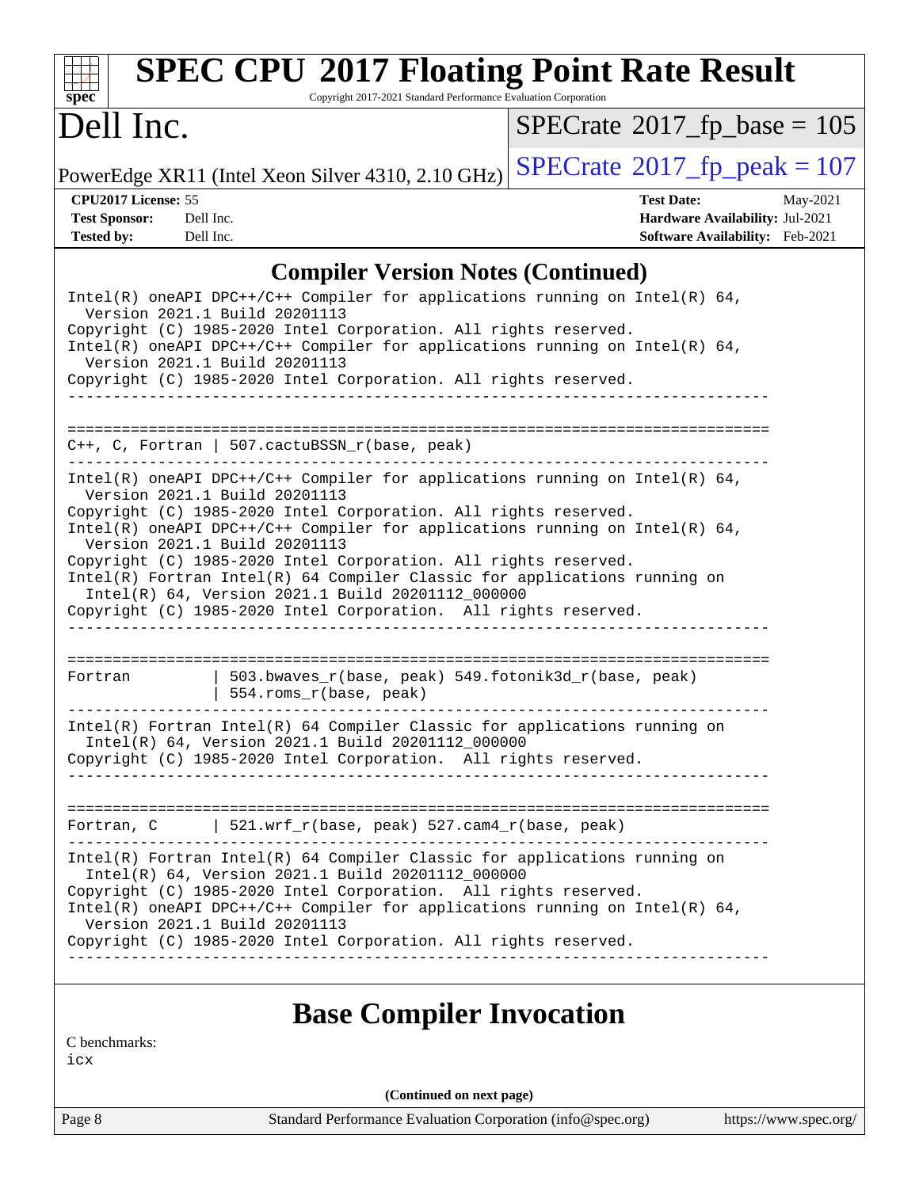## Compiler Version Notes (Continued)

```
Intel(R) oneAPI DPC++/C++ Compiler for applications running on Intel(R) 64,
  Version 2021.1 Build 20201113
Copyright (C) 1985-2020 Intel Corporation. All rights reserved.
Intel(R) oneAPI DPC++/C++ Compiler for applications running on Intel(R) 64,
  Version 2021.1 Build 20201113
Copyright (C) 1985-2020 Intel Corporation. All rights reserved.
------------------------------------------------------------------------------

==============================================================================
C++, C, Fortran | 507.cactuBSSN_r(base, peak)
------------------------------------------------------------------------------
Intel(R) oneAPI DPC++/C++ Compiler for applications running on Intel(R) 64,
  Version 2021.1 Build 20201113
Copyright (C) 1985-2020 Intel Corporation. All rights reserved.
Intel(R) oneAPI DPC++/C++ Compiler for applications running on Intel(R) 64,
  Version 2021.1 Build 20201113
Copyright (C) 1985-2020 Intel Corporation. All rights reserved.
Intel(R) Fortran Intel(R) 64 Compiler Classic for applications running on
  Intel(R) 64, Version 2021.1 Build 20201112_000000
Copyright (C) 1985-2020 Intel Corporation.  All rights reserved.
------------------------------------------------------------------------------

==============================================================================
Fortran         | 503.bwaves_r(base, peak) 549.fotonik3d_r(base, peak)
                | 554.roms_r(base, peak)
------------------------------------------------------------------------------
Intel(R) Fortran Intel(R) 64 Compiler Classic for applications running on
  Intel(R) 64, Version 2021.1 Build 20201112_000000
Copyright (C) 1985-2020 Intel Corporation.  All rights reserved.
------------------------------------------------------------------------------

==============================================================================
Fortran, C      | 521.wrf_r(base, peak) 527.cam4_r(base, peak)
------------------------------------------------------------------------------
Intel(R) Fortran Intel(R) 64 Compiler Classic for applications running on
  Intel(R) 64, Version 2021.1 Build 20201112_000000
Copyright (C) 1985-2020 Intel Corporation.  All rights reserved.
Intel(R) oneAPI DPC++/C++ Compiler for applications running on Intel(R) 64,
  Version 2021.1 Build 20201113
Copyright (C) 1985-2020 Intel Corporation. All rights reserved.
------------------------------------------------------------------------------
```

## Base Compiler Invocation

C benchmarks:
icx

(Continued on next page)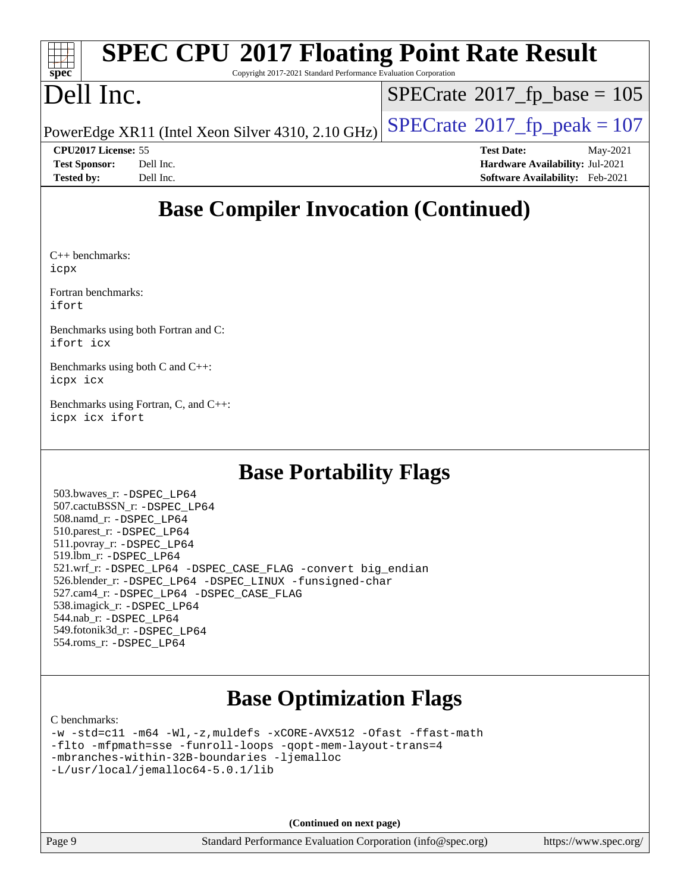# Base Compiler Invocation (Continued)

C++ benchmarks:
`icpx`

Fortran benchmarks:
`ifort`

Benchmarks using both Fortran and C:
`ifort icx`

Benchmarks using both C and C++:
`icpx icx`

Benchmarks using Fortran, C, and C++:
`icpx icx ifort`

# Base Portability Flags

503.bwaves_r: `-DSPEC_LP64`
507.cactuBSSN_r: `-DSPEC_LP64`
508.namd_r: `-DSPEC_LP64`
510.parest_r: `-DSPEC_LP64`
511.povray_r: `-DSPEC_LP64`
519.lbm_r: `-DSPEC_LP64`
521.wrf_r: `-DSPEC_LP64 -DSPEC_CASE_FLAG -convert big_endian`
526.blender_r: `-DSPEC_LP64 -DSPEC_LINUX -funsigned-char`
527.cam4_r: `-DSPEC_LP64 -DSPEC_CASE_FLAG`
538.imagick_r: `-DSPEC_LP64`
544.nab_r: `-DSPEC_LP64`
549.fotonik3d_r: `-DSPEC_LP64`
554.roms_r: `-DSPEC_LP64`

# Base Optimization Flags

C benchmarks:
```
-w -std=c11 -m64 -Wl,-z,muldefs -xCORE-AVX512 -Ofast -ffast-math
-flto -mfpmath=sse -funroll-loops -qopt-mem-layout-trans=4
-mbranches-within-32B-boundaries -ljemalloc
-L/usr/local/jemalloc64-5.0.1/lib
```

(Continued on next page)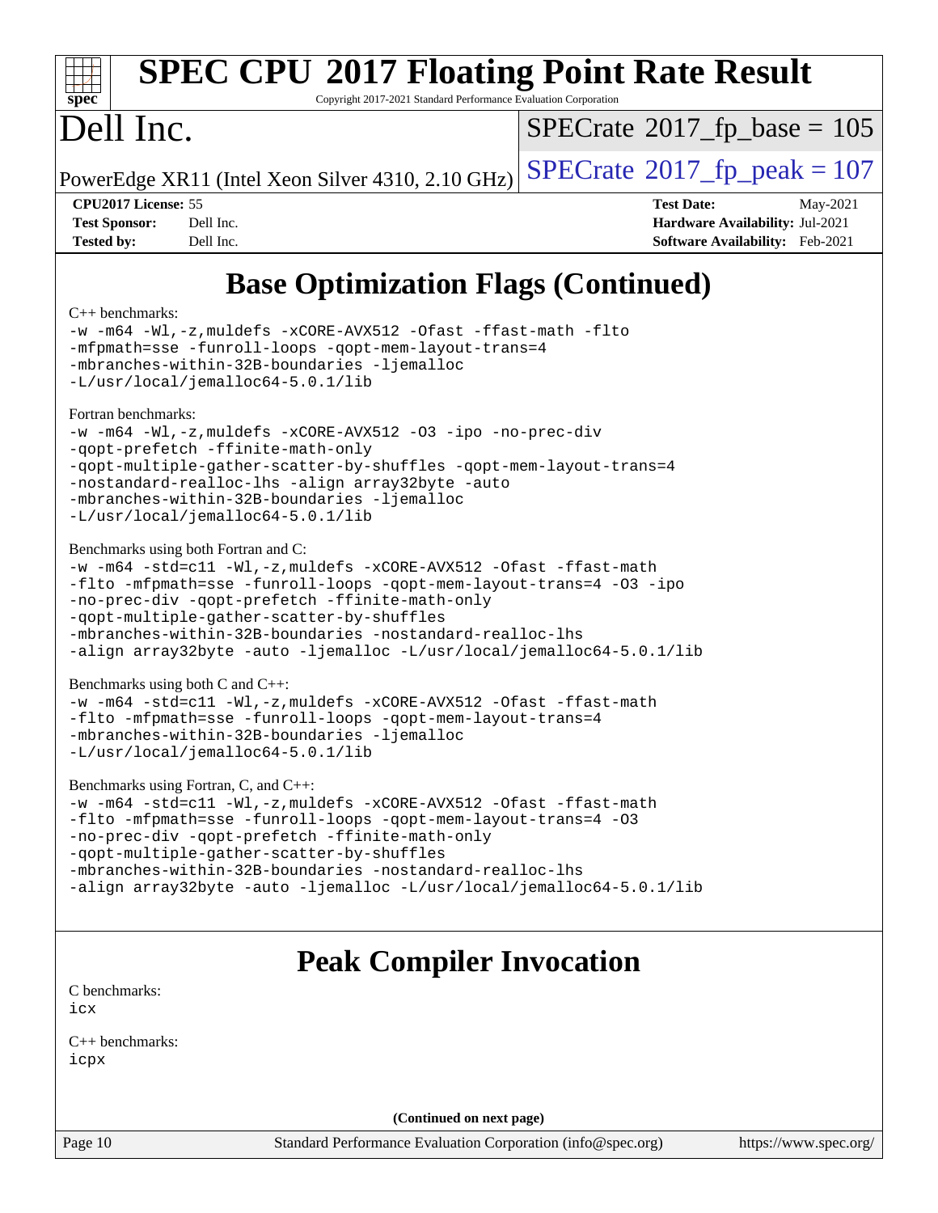# SPEC CPU 2017 Floating Point Rate Result

Copyright 2017-2021 Standard Performance Evaluation Corporation

# Dell Inc.

PowerEdge XR11 (Intel Xeon Silver 4310, 2.10 GHz)

SPECrate 2017_fp_base = 105

SPECrate 2017_fp_peak = 107

**CPU2017 License:** 55
**Test Sponsor:** Dell Inc.
**Tested by:** Dell Inc.

**Test Date:** May-2021
**Hardware Availability:** Jul-2021
**Software Availability:** Feb-2021

## Base Optimization Flags (Continued)

C++ benchmarks:

```
-w -m64 -Wl,-z,muldefs -xCORE-AVX512 -Ofast -ffast-math -flto
-mfpmath=sse -funroll-loops -qopt-mem-layout-trans=4
-mbranches-within-32B-boundaries -ljemalloc
-L/usr/local/jemalloc64-5.0.1/lib
```

Fortran benchmarks:

```
-w -m64 -Wl,-z,muldefs -xCORE-AVX512 -O3 -ipo -no-prec-div
-qopt-prefetch -ffinite-math-only
-qopt-multiple-gather-scatter-by-shuffles -qopt-mem-layout-trans=4
-nostandard-realloc-lhs -align array32byte -auto
-mbranches-within-32B-boundaries -ljemalloc
-L/usr/local/jemalloc64-5.0.1/lib
```

Benchmarks using both Fortran and C:

```
-w -m64 -std=c11 -Wl,-z,muldefs -xCORE-AVX512 -Ofast -ffast-math
-flto -mfpmath=sse -funroll-loops -qopt-mem-layout-trans=4 -O3 -ipo
-no-prec-div -qopt-prefetch -ffinite-math-only
-qopt-multiple-gather-scatter-by-shuffles
-mbranches-within-32B-boundaries -nostandard-realloc-lhs
-align array32byte -auto -ljemalloc -L/usr/local/jemalloc64-5.0.1/lib
```

Benchmarks using both C and C++:

```
-w -m64 -std=c11 -Wl,-z,muldefs -xCORE-AVX512 -Ofast -ffast-math
-flto -mfpmath=sse -funroll-loops -qopt-mem-layout-trans=4
-mbranches-within-32B-boundaries -ljemalloc
-L/usr/local/jemalloc64-5.0.1/lib
```

Benchmarks using Fortran, C, and C++:

```
-w -m64 -std=c11 -Wl,-z,muldefs -xCORE-AVX512 -Ofast -ffast-math
-flto -mfpmath=sse -funroll-loops -qopt-mem-layout-trans=4 -O3
-no-prec-div -qopt-prefetch -ffinite-math-only
-qopt-multiple-gather-scatter-by-shuffles
-mbranches-within-32B-boundaries -nostandard-realloc-lhs
-align array32byte -auto -ljemalloc -L/usr/local/jemalloc64-5.0.1/lib
```

## Peak Compiler Invocation

C benchmarks:

```
icx
```

C++ benchmarks:

```
icpx
```

**(Continued on next page)**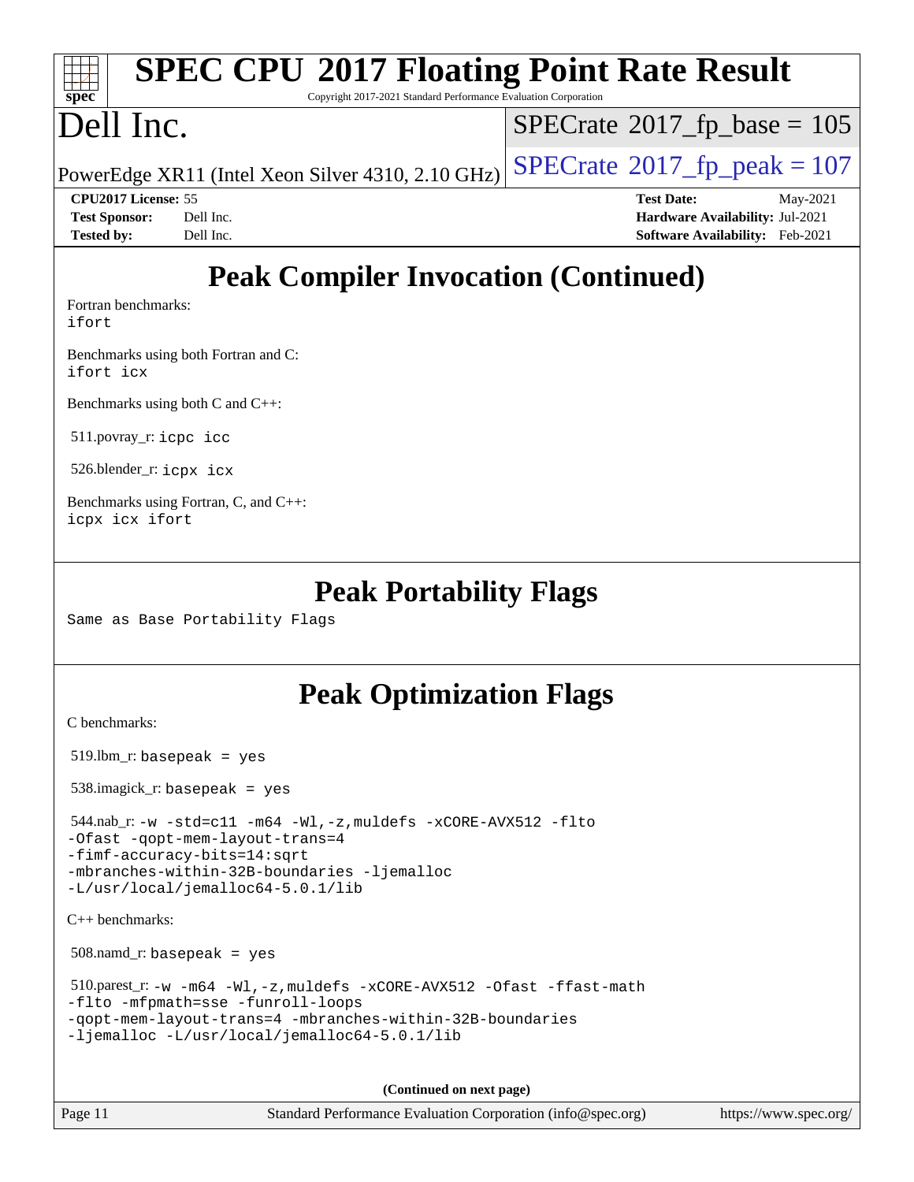# SPEC CPU 2017 Floating Point Rate Result

Copyright 2017-2021 Standard Performance Evaluation Corporation

# Dell Inc.

PowerEdge XR11 (Intel Xeon Silver 4310, 2.10 GHz)

SPECrate 2017_fp_base = 105

SPECrate 2017_fp_peak = 107

**CPU2017 License:** 55
**Test Sponsor:** Dell Inc.
**Tested by:** Dell Inc.

**Test Date:** May-2021
**Hardware Availability:** Jul-2021
**Software Availability:** Feb-2021

## Peak Compiler Invocation (Continued)

Fortran benchmarks:
`ifort`

Benchmarks using both Fortran and C:
`ifort icx`

Benchmarks using both C and C++:

511.povray_r: `icpc icc`

526.blender_r: `icpx icx`

Benchmarks using Fortran, C, and C++:
`icpx icx ifort`

## Peak Portability Flags

Same as Base Portability Flags

## Peak Optimization Flags

C benchmarks:

519.lbm_r: `basepeak = yes`

538.imagick_r: `basepeak = yes`

544.nab_r:
```
-w -std=c11 -m64 -Wl,-z,muldefs -xCORE-AVX512 -flto
-Ofast -qopt-mem-layout-trans=4
-fimf-accuracy-bits=14:sqrt
-mbranches-within-32B-boundaries -ljemalloc
-L/usr/local/jemalloc64-5.0.1/lib
```

C++ benchmarks:

508.namd_r: `basepeak = yes`

510.parest_r:
```
-w -m64 -Wl,-z,muldefs -xCORE-AVX512 -Ofast -ffast-math
-flto -mfpmath=sse -funroll-loops
-qopt-mem-layout-trans=4 -mbranches-within-32B-boundaries
-ljemalloc -L/usr/local/jemalloc64-5.0.1/lib
```

(Continued on next page)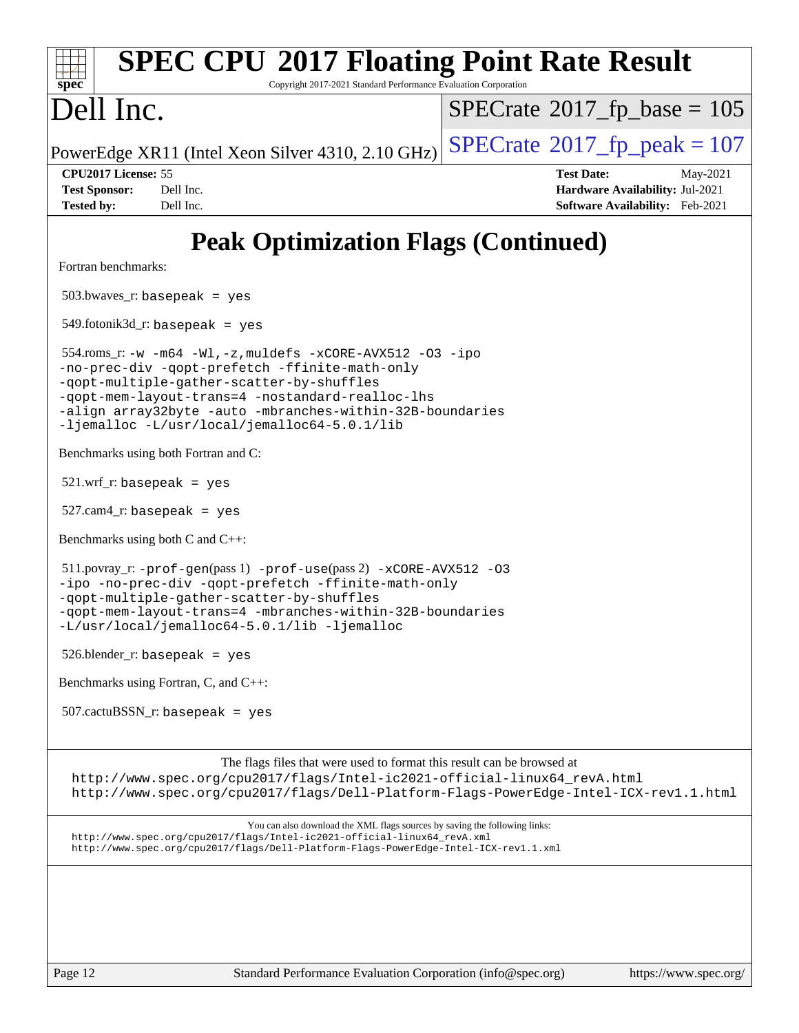# SPEC CPU 2017 Floating Point Rate Result

Copyright 2017-2021 Standard Performance Evaluation Corporation

# Dell Inc.

PowerEdge XR11 (Intel Xeon Silver 4310, 2.10 GHz)

SPECrate 2017_fp_base = 105

SPECrate 2017_fp_peak = 107

**CPU2017 License:** 55
**Test Sponsor:** Dell Inc.
**Tested by:** Dell Inc.

**Test Date:** May-2021
**Hardware Availability:** Jul-2021
**Software Availability:** Feb-2021

## Peak Optimization Flags (Continued)

Fortran benchmarks:

503.bwaves_r: `basepeak = yes`

549.fotonik3d_r: `basepeak = yes`

554.roms_r: `-w -m64 -Wl,-z,muldefs -xCORE-AVX512 -O3 -ipo -no-prec-div -qopt-prefetch -ffinite-math-only -qopt-multiple-gather-scatter-by-shuffles -qopt-mem-layout-trans=4 -nostandard-realloc-lhs -align array32byte -auto -mbranches-within-32B-boundaries -ljemalloc -L/usr/local/jemalloc64-5.0.1/lib`

Benchmarks using both Fortran and C:

521.wrf_r: `basepeak = yes`

527.cam4_r: `basepeak = yes`

Benchmarks using both C and C++:

511.povray_r: `-prof-gen`(pass 1) `-prof-use`(pass 2) `-xCORE-AVX512 -O3 -ipo -no-prec-div -qopt-prefetch -ffinite-math-only -qopt-multiple-gather-scatter-by-shuffles -qopt-mem-layout-trans=4 -mbranches-within-32B-boundaries -L/usr/local/jemalloc64-5.0.1/lib -ljemalloc`

526.blender_r: `basepeak = yes`

Benchmarks using Fortran, C, and C++:

507.cactuBSSN_r: `basepeak = yes`

The flags files that were used to format this result can be browsed at
http://www.spec.org/cpu2017/flags/Intel-ic2021-official-linux64_revA.html
http://www.spec.org/cpu2017/flags/Dell-Platform-Flags-PowerEdge-Intel-ICX-rev1.1.html

You can also download the XML flags sources by saving the following links:
http://www.spec.org/cpu2017/flags/Intel-ic2021-official-linux64_revA.xml
http://www.spec.org/cpu2017/flags/Dell-Platform-Flags-PowerEdge-Intel-ICX-rev1.1.xml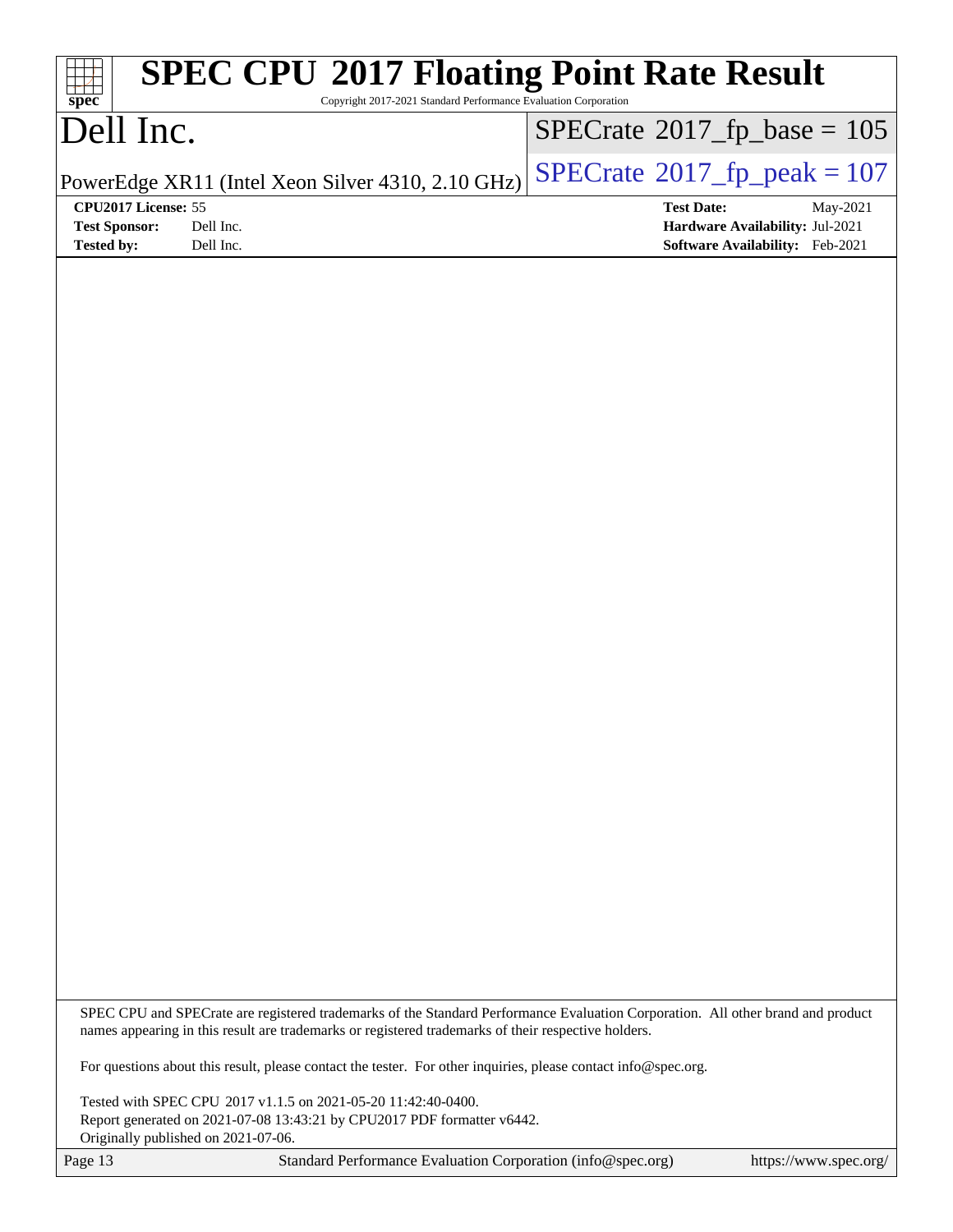SPEC CPU and SPECrate are registered trademarks of the Standard Performance Evaluation Corporation. All other brand and product names appearing in this result are trademarks or registered trademarks of their respective holders.

For questions about this result, please contact the tester. For other inquiries, please contact info@spec.org.

Tested with SPEC CPU 2017 v1.1.5 on 2021-05-20 11:42:40-0400.
Report generated on 2021-07-08 13:43:21 by CPU2017 PDF formatter v6442.
Originally published on 2021-07-06.